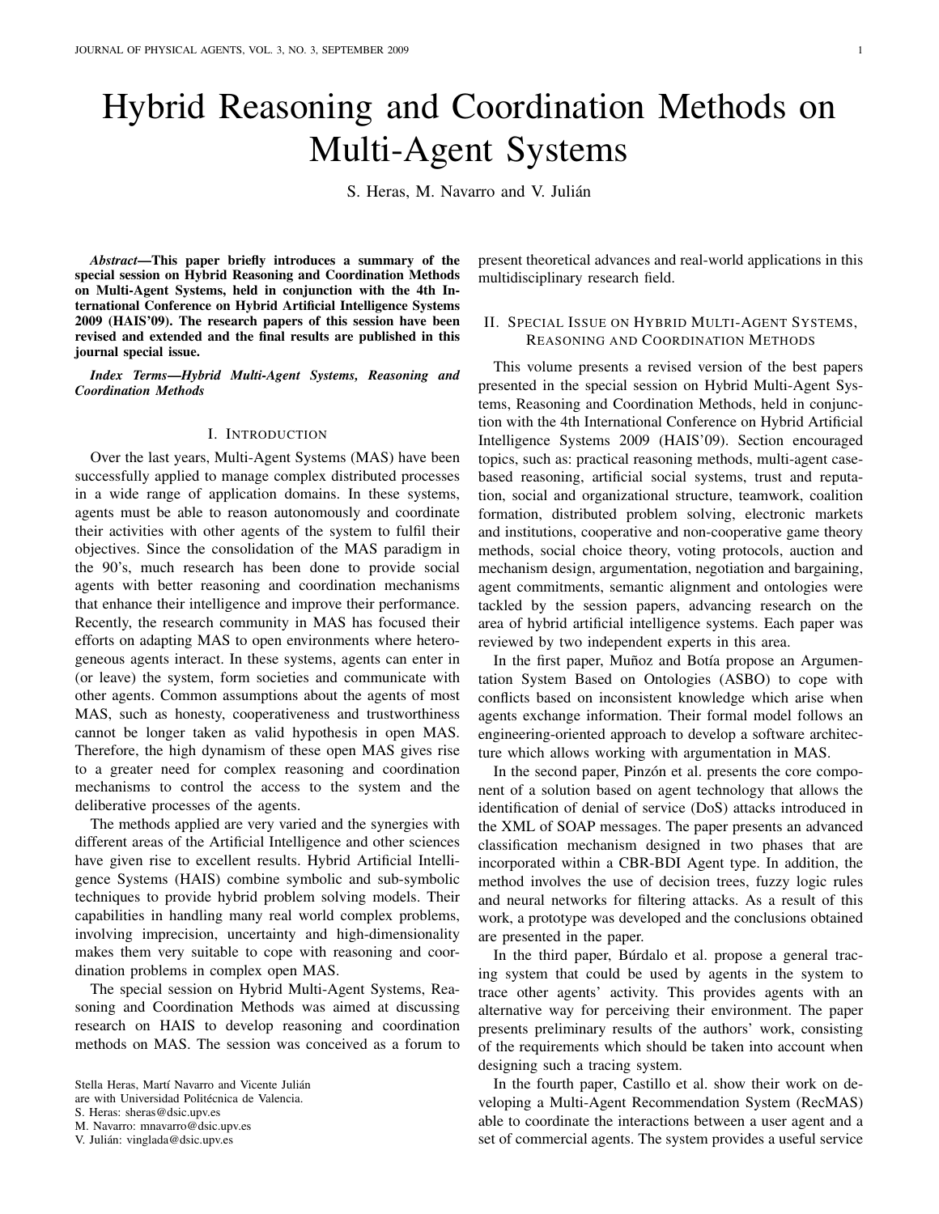# Hybrid Reasoning and Coordination Methods on Multi-Agent Systems

S. Heras, M. Navarro and V. Julián

***Abstract*—This paper briefly introduces a summary of the special session on Hybrid Reasoning and Coordination Methods on Multi-Agent Systems, held in conjunction with the 4th International Conference on Hybrid Artificial Intelligence Systems 2009 (HAIS'09). The research papers of this session have been revised and extended and the final results are published in this journal special issue.**

***Index Terms*—Hybrid Multi-Agent Systems, Reasoning and Coordination Methods**

## I. Introduction

Over the last years, Multi-Agent Systems (MAS) have been successfully applied to manage complex distributed processes in a wide range of application domains. In these systems, agents must be able to reason autonomously and coordinate their activities with other agents of the system to fulfil their objectives. Since the consolidation of the MAS paradigm in the 90's, much research has been done to provide social agents with better reasoning and coordination mechanisms that enhance their intelligence and improve their performance. Recently, the research community in MAS has focused their efforts on adapting MAS to open environments where heterogeneous agents interact. In these systems, agents can enter in (or leave) the system, form societies and communicate with other agents. Common assumptions about the agents of most MAS, such as honesty, cooperativeness and trustworthiness cannot be longer taken as valid hypothesis in open MAS. Therefore, the high dynamism of these open MAS gives rise to a greater need for complex reasoning and coordination mechanisms to control the access to the system and the deliberative processes of the agents.

The methods applied are very varied and the synergies with different areas of the Artificial Intelligence and other sciences have given rise to excellent results. Hybrid Artificial Intelligence Systems (HAIS) combine symbolic and sub-symbolic techniques to provide hybrid problem solving models. Their capabilities in handling many real world complex problems, involving imprecision, uncertainty and high-dimensionality makes them very suitable to cope with reasoning and coordination problems in complex open MAS.

The special session on Hybrid Multi-Agent Systems, Reasoning and Coordination Methods was aimed at discussing research on HAIS to develop reasoning and coordination methods on MAS. The session was conceived as a forum to present theoretical advances and real-world applications in this multidisciplinary research field.

Stella Heras, Martí Navarro and Vicente Julián are with Universidad Politécnica de Valencia.
S. Heras: sheras@dsic.upv.es
M. Navarro: mnavarro@dsic.upv.es
V. Julián: vinglada@dsic.upv.es

## II. Special Issue on Hybrid Multi-Agent Systems, Reasoning and Coordination Methods

This volume presents a revised version of the best papers presented in the special session on Hybrid Multi-Agent Systems, Reasoning and Coordination Methods, held in conjunction with the 4th International Conference on Hybrid Artificial Intelligence Systems 2009 (HAIS'09). Section encouraged topics, such as: practical reasoning methods, multi-agent case-based reasoning, artificial social systems, trust and reputation, social and organizational structure, teamwork, coalition formation, distributed problem solving, electronic markets and institutions, cooperative and non-cooperative game theory methods, social choice theory, voting protocols, auction and mechanism design, argumentation, negotiation and bargaining, agent commitments, semantic alignment and ontologies were tackled by the session papers, advancing research on the area of hybrid artificial intelligence systems. Each paper was reviewed by two independent experts in this area.

In the first paper, Muñoz and Botía propose an Argumentation System Based on Ontologies (ASBO) to cope with conflicts based on inconsistent knowledge which arise when agents exchange information. Their formal model follows an engineering-oriented approach to develop a software architecture which allows working with argumentation in MAS.

In the second paper, Pinzón et al. presents the core component of a solution based on agent technology that allows the identification of denial of service (DoS) attacks introduced in the XML of SOAP messages. The paper presents an advanced classification mechanism designed in two phases that are incorporated within a CBR-BDI Agent type. In addition, the method involves the use of decision trees, fuzzy logic rules and neural networks for filtering attacks. As a result of this work, a prototype was developed and the conclusions obtained are presented in the paper.

In the third paper, Búrdalo et al. propose a general tracing system that could be used by agents in the system to trace other agents' activity. This provides agents with an alternative way for perceiving their environment. The paper presents preliminary results of the authors' work, consisting of the requirements which should be taken into account when designing such a tracing system.

In the fourth paper, Castillo et al. show their work on developing a Multi-Agent Recommendation System (RecMAS) able to coordinate the interactions between a user agent and a set of commercial agents. The system provides a useful service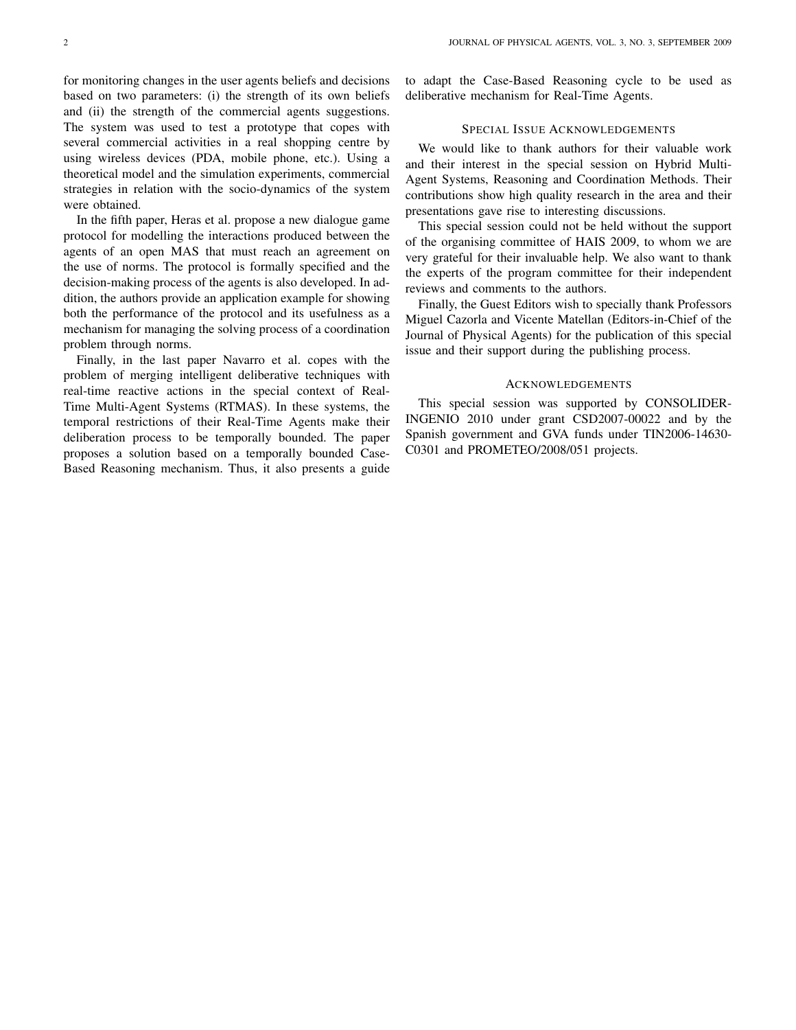for monitoring changes in the user agents beliefs and decisions based on two parameters: (i) the strength of its own beliefs and (ii) the strength of the commercial agents suggestions. The system was used to test a prototype that copes with several commercial activities in a real shopping centre by using wireless devices (PDA, mobile phone, etc.). Using a theoretical model and the simulation experiments, commercial strategies in relation with the socio-dynamics of the system were obtained.

In the fifth paper, Heras et al. propose a new dialogue game protocol for modelling the interactions produced between the agents of an open MAS that must reach an agreement on the use of norms. The protocol is formally specified and the decision-making process of the agents is also developed. In addition, the authors provide an application example for showing both the performance of the protocol and its usefulness as a mechanism for managing the solving process of a coordination problem through norms.

Finally, in the last paper Navarro et al. copes with the problem of merging intelligent deliberative techniques with real-time reactive actions in the special context of Real-Time Multi-Agent Systems (RTMAS). In these systems, the temporal restrictions of their Real-Time Agents make their deliberation process to be temporally bounded. The paper proposes a solution based on a temporally bounded Case-Based Reasoning mechanism. Thus, it also presents a guide to adapt the Case-Based Reasoning cycle to be used as deliberative mechanism for Real-Time Agents.

## Special Issue Acknowledgements

We would like to thank authors for their valuable work and their interest in the special session on Hybrid Multi-Agent Systems, Reasoning and Coordination Methods. Their contributions show high quality research in the area and their presentations gave rise to interesting discussions.

This special session could not be held without the support of the organising committee of HAIS 2009, to whom we are very grateful for their invaluable help. We also want to thank the experts of the program committee for their independent reviews and comments to the authors.

Finally, the Guest Editors wish to specially thank Professors Miguel Cazorla and Vicente Matellan (Editors-in-Chief of the Journal of Physical Agents) for the publication of this special issue and their support during the publishing process.

## Acknowledgements

This special session was supported by CONSOLIDER-INGENIO 2010 under grant CSD2007-00022 and by the Spanish government and GVA funds under TIN2006-14630-C0301 and PROMETEO/2008/051 projects.